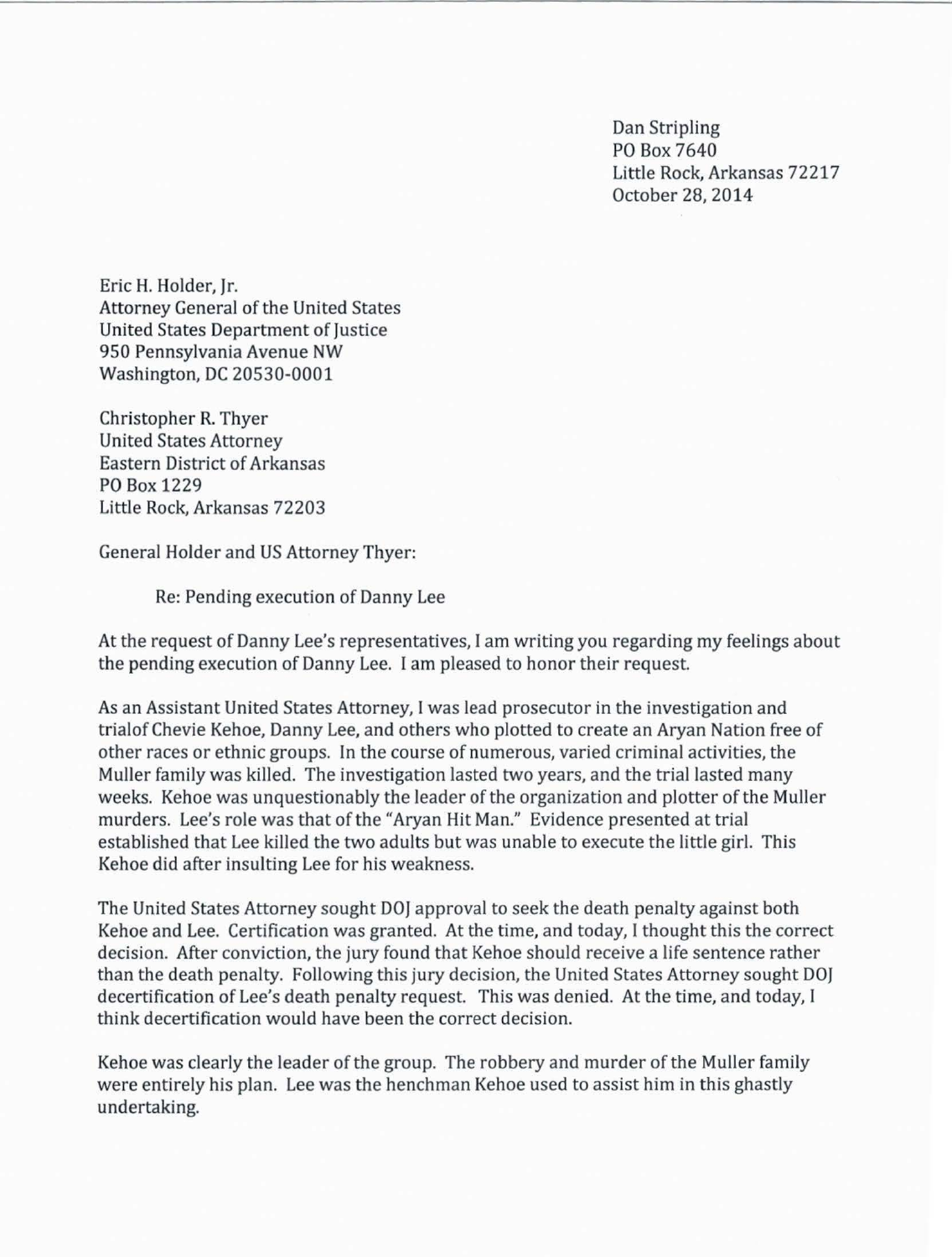Dan Stripling
PO Box 7640
Little Rock, Arkansas 72217
October 28, 2014

Eric H. Holder, Jr.
Attorney General of the United States
United States Department of Justice
950 Pennsylvania Avenue NW
Washington, DC 20530-0001

Christopher R. Thyer
United States Attorney
Eastern District of Arkansas
PO Box 1229
Little Rock, Arkansas 72203

General Holder and US Attorney Thyer:

Re: Pending execution of Danny Lee

At the request of Danny Lee's representatives, I am writing you regarding my feelings about the pending execution of Danny Lee. I am pleased to honor their request.

As an Assistant United States Attorney, I was lead prosecutor in the investigation and trialof Chevie Kehoe, Danny Lee, and others who plotted to create an Aryan Nation free of other races or ethnic groups. In the course of numerous, varied criminal activities, the Muller family was killed. The investigation lasted two years, and the trial lasted many weeks. Kehoe was unquestionably the leader of the organization and plotter of the Muller murders. Lee's role was that of the "Aryan Hit Man." Evidence presented at trial established that Lee killed the two adults but was unable to execute the little girl. This Kehoe did after insulting Lee for his weakness.

The United States Attorney sought DOJ approval to seek the death penalty against both Kehoe and Lee. Certification was granted. At the time, and today, I thought this the correct decision. After conviction, the jury found that Kehoe should receive a life sentence rather than the death penalty. Following this jury decision, the United States Attorney sought DOJ decertification of Lee's death penalty request. This was denied. At the time, and today, I think decertification would have been the correct decision.

Kehoe was clearly the leader of the group. The robbery and murder of the Muller family were entirely his plan. Lee was the henchman Kehoe used to assist him in this ghastly undertaking.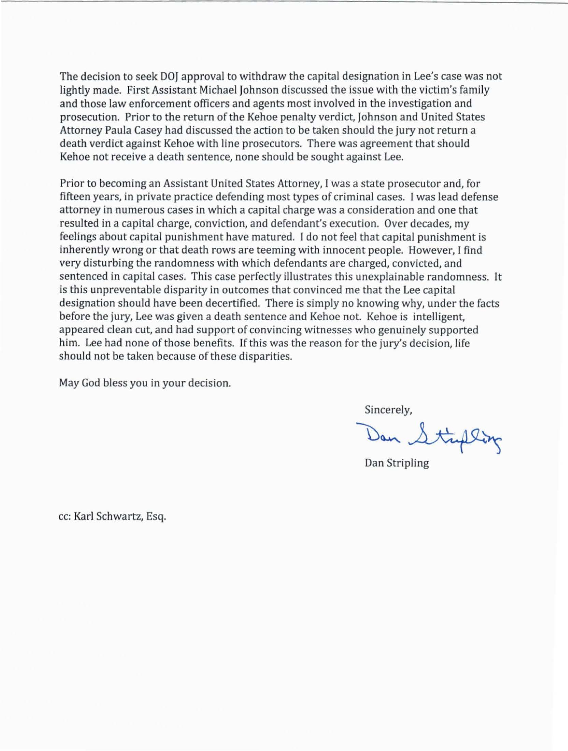The decision to seek DOJ approval to withdraw the capital designation in Lee's case was not lightly made. First Assistant Michael Johnson discussed the issue with the victim's family and those law enforcement officers and agents most involved in the investigation and prosecution. Prior to the return of the Kehoe penalty verdict, Johnson and United States Attorney Paula Casey had discussed the action to be taken should the jury not return a death verdict against Kehoe with line prosecutors. There was agreement that should Kehoe not receive a death sentence, none should be sought against Lee.

Prior to becoming an Assistant United States Attorney, I was a state prosecutor and, for fifteen years, in private practice defending most types of criminal cases. I was lead defense attorney in numerous cases in which a capital charge was a consideration and one that resulted in a capital charge, conviction, and defendant's execution. Over decades, my feelings about capital punishment have matured. I do not feel that capital punishment is inherently wrong or that death rows are teeming with innocent people. However, I find very disturbing the randomness with which defendants are charged, convicted, and sentenced in capital cases. This case perfectly illustrates this unexplainable randomness. It is this unpreventable disparity in outcomes that convinced me that the Lee capital designation should have been decertified. There is simply no knowing why, under the facts before the jury, Lee was given a death sentence and Kehoe not. Kehoe is intelligent, appeared clean cut, and had support of convincing witnesses who genuinely supported him. Lee had none of those benefits. If this was the reason for the jury's decision, life should not be taken because of these disparities.

May God bless you in your decision.

Sincerely,

Dan Stripling

Dan Stripling

cc: Karl Schwartz, Esq.